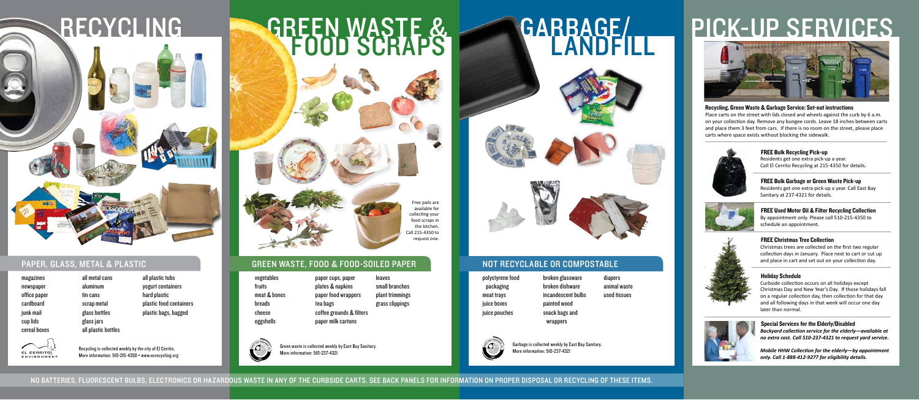# RECYCLING

## PAPER, GLASS, METAL & PLASTIC

- magazines
- newspaper
- office paper
- cardboard
- junk mail
- cup lids
- cereal boxes
- all metal cans
- aluminum
- tin cans
- scrap metal
- glass bottles
- glass jars
- all plastic bottles
- all plastic tubs
- yogurt containers
- hard plastic
- plastic food containers
- plastic bags, bagged

EL CERRITO ENVIRONMENT

Recycling is collected weekly by the city of El Cerrito.
More information: 510-215-4350 • www.ecrecycling.org

# GREEN WASTE & FOOD SCRAPS

Free pails are available for collecting your food scraps in the kitchen. Call 215-4350 to request one.

## GREEN WASTE, FOOD & FOOD-SOILED PAPER

- vegetables
- fruits
- meat & bones
- breads
- cheese
- eggshells
- paper cups, paper plates & napkins
- paper food wrappers
- tea bags
- coffee grounds & filters
- paper milk cartons
- leaves
- small branches
- plant trimmings
- grass clippings

Green waste is collected weekly by East Bay Sanitary.
More information: 510-237-4321

# GARBAGE/ LANDFILL

## NOT RECYCLABLE OR COMPOSTABLE

- polystyrene food packaging
- meat trays
- juice boxes
- juice pouches
- broken glassware
- broken dishware
- incandescent bulbs
- painted wood
- snack bags and wrappers
- diapers
- animal waste
- used tissues

Garbage is collected weekly by East Bay Sanitary.
More information: 510-237-4321

# PICK-UP SERVICES

**Recycling, Green Waste & Garbage Service: Set-out instructions**
Place carts on the street with lids closed and wheels against the curb by 6 a.m. on your collection day. Remove any bungee cords. Leave 18 inches between carts and place them 3 feet from cars. If there is no room on the street, please place carts where space exists without blocking the sidewalk.

**FREE Bulk Recycling Pick-up**
Residents get one extra pick-up a year. Call El Cerrito Recycling at 215-4350 for details.

**FREE Bulk Garbage or Green Waste Pick-up**
Residents get one extra pick-up a year. Call East Bay Sanitary at 237-4321 for details.

**FREE Used Motor Oil & Filter Recycling Collection**
By appointment only. Please call 510-215-4350 to schedule an appointment.

**FREE Christmas Tree Collection**
Christmas trees are collected on the first two regular collection days in January. Place next to cart or cut up and place in cart and set out on your collection day.

**Holiday Schedule**
Curbside collection occurs on all holidays except Christmas Day and New Year's Day. If those holidays fall on a regular collection day, then collection for that day and all following days in that week will occur one day later than normal.

**Special Services for the Elderly/Disabled**
***Backyard collection service for the elderly—available at no extra cost. Call 510-237-4321 to request yard service.***

***Mobile HHW Collection for the elderly—by appointment only. Call 1-888-412-9277 for eligibility details.***

NO BATTERIES, FLUORESCENT BULBS, ELECTRONICS OR HAZARDOUS WASTE IN ANY OF THE CURBSIDE CARTS. SEE BACK PANELS FOR INFORMATION ON PROPER DISPOSAL OR RECYCLING OF THESE ITEMS.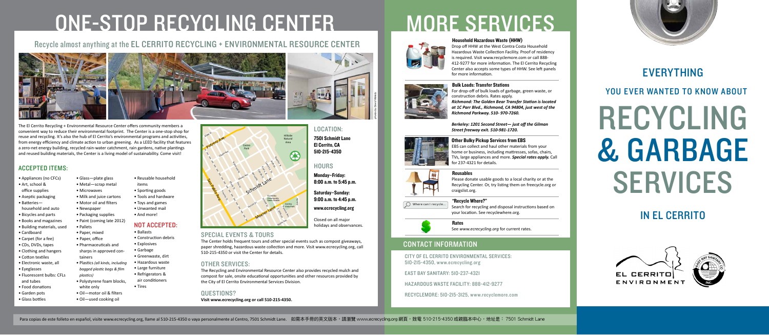# ONE-STOP RECYCLING CENTER

## Recycle almost anything at the EL CERRITO RECYCLING + ENVIRONMENTAL RESOURCE CENTER

photos by David Wakely

The El Cerrito Recycling + Environmental Resource Center offers community members a convenient way to reduce their environmental footprint. The Center is a one-stop shop for reuse and recycling. It's also the hub of El Cerrito's environmental programs and activities, from energy efficiency and climate action to urban greening. As a LEED facility that features a zero-net energy building, recycled rain-water catchment, rain gardens, native plantings and reused building materials, the Center is a living model of sustainability. Come visit!

### ACCEPTED ITEMS:

- Appliances (no CFCs)
- Art, school & office supplies
- Aseptic packaging
- Batteries—household and auto
- Bicycles and parts
- Books and magazines
- Building materials, used
- Cardboard
- Carpet (for a fee)
- CDs, DVDs, tapes
- Clothing and hangers
- Cotton textiles
- Electronic waste, all
- Eyeglasses
- Fluorescent bulbs: CFLs and tubes
- Food donations
- Garden pots
- Glass bottles
- Glass—plate glass
- Metal—scrap metal
- Microwaves
- Milk and juice cartons
- Motor oil and filters
- Newspaper
- Packaging supplies
- Paint (coming late 2012)
- Pallets
- Paper, mixed
- Paper, office
- Pharmaceuticals and sharps in approved containers
- Plastics *(all kinds, including bagged plastic bags & film plastics)*
- Polystyrene foam blocks, white only
- Oil—motor oil & filters
- Oil—used cooking oil
- Reusable household items
- Sporting goods
- Tools and hardware
- Toys and games
- Unwanted mail
- And more!

### NOT ACCEPTED:

- Ballasts
- Construction debris
- Explosives
- Garbage
- Greenwaste, dirt
- Hazardous waste
- Large furniture
- Refrigerators & air conditioners
- Tires

### LOCATION:

**7501 Schmidt Lane**
**El Cerrito, CA**
**510-215-4350**

### HOURS

**Monday–Friday:**
**8:00 a.m. to 5:45 p.m.**

**Saturday–Sunday:**
**9:00 a.m. to 4:45 p.m.**

**www.ecrecycling.org**

Closed on all major holidays and observances.

### SPECIAL EVENTS & TOURS

The Center holds frequent tours and other special events such as compost giveaways, paper shredding, hazardous waste collection and more. Visit www.ecrecycling.org, call 510-215-4350 or visit the Center for details.

### OTHER SERVICES:

The Recycling and Environmental Resource Center also provides recycled mulch and compost for sale, onsite educational opportunities and other resources provided by the City of El Cerrito Environmental Services Division.

### QUESTIONS?

**Visit www.ecrecycling.org or call 510-215-4350.**

# MORE SERVICES

**Household Hazardous Waste (HHW)**
Drop off HHW at the West Contra Costa Household Hazardous Waste Collection Facility. Proof of residency is required. Visit www.recyclemore.com or call 888-412-9277 for more information. The El Cerrito Recycling Center also accepts some types of HHW. See left panels for more information.

**Bulk Loads: Transfer Stations**
For drop-off of bulk loads of garbage, green waste, or construction debris. Rates apply.
***Richmond: The Golden Bear Transfer Station is located at 1C Parr Blvd., Richmond, CA 94804, just west of the Richmond Parkway. 510- 970-7260.***

***Berkeley: 1201 Second Street— just off the Gilman Street freeway exit. 510-981-1720.***

**Other Bulky Pickup Services from EBS**
EBS can collect and haul other materials from your home or business, including mattresses, sofas, chairs, TVs, large appliances and more. ***Special rates apply.*** Call for 237-4321 for details.

**Reusables**
Please donate usable goods to a local charity or at the Recycling Center. Or, try listing them on freecycle.org or craigslist.org.

**"Recycle Where?"**
Search for recycling and disposal instructions based on your location. See recyclewhere.org.

**Rates**
See *www.ecrecycling.org* for current rates.

### CONTACT INFORMATION

CITY OF EL CERRITO ENVIRONMENTAL SERVICES: 510-215-4350, www.ecrecycling.org

EAST BAY SANITARY: 510-237-4321

HAZARDOUS WASTE FACILITY: 888-412-9277

RECYCLEMORE: 510-215-3125, www.recyclemore.com

# EVERYTHING
## YOU EVER WANTED TO KNOW ABOUT
# RECYCLING & GARBAGE SERVICES
## IN EL CERRITO

EL CERRITO ENVIRONMENT

Para copias de este folleto en español, visite www.ecrecycling.org, llame al 510-215-4350 o vaya personalmente al Centro, 7501 Schmidt Lane. 如需本手冊的英文版本，請瀏覽 www.ecrecycling.org 網頁，致電 510-215-4350 或親臨本中心，地址是： 7501 Schmidt Lane